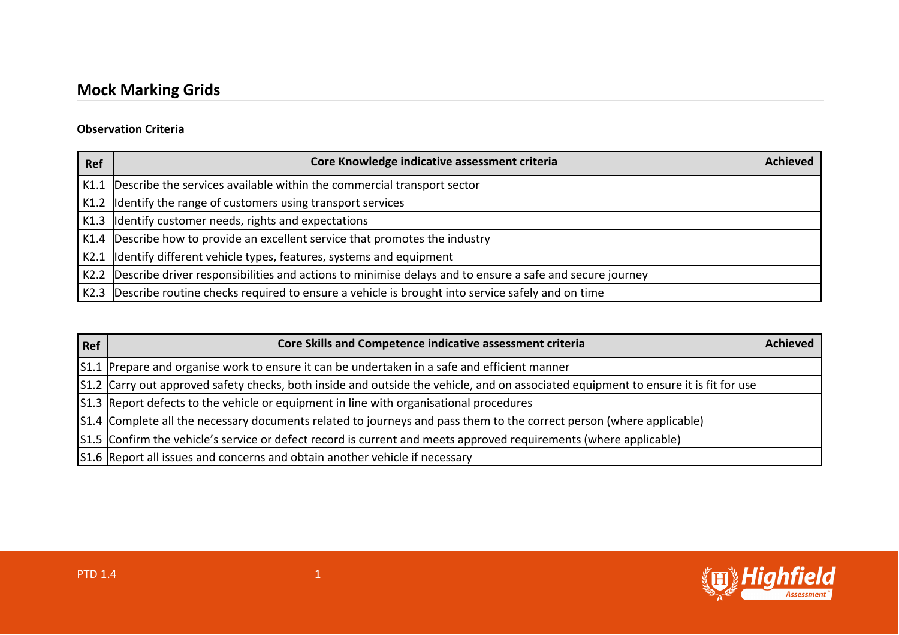# Mock Marking Grids

**Observation Criteria**

| Ref | Core Knowledge indicative assessment criteria | Achieved |
|---|---|---|
| K1.1 | Describe the services available within the commercial transport sector | |
| K1.2 | Identify the range of customers using transport services | |
| K1.3 | Identify customer needs, rights and expectations | |
| K1.4 | Describe how to provide an excellent service that promotes the industry | |
| K2.1 | Identify different vehicle types, features, systems and equipment | |
| K2.2 | Describe driver responsibilities and actions to minimise delays and to ensure a safe and secure journey | |
| K2.3 | Describe routine checks required to ensure a vehicle is brought into service safely and on time | |

| Ref | Core Skills and Competence indicative assessment criteria | Achieved |
|---|---|---|
| S1.1 | Prepare and organise work to ensure it can be undertaken in a safe and efficient manner | |
| S1.2 | Carry out approved safety checks, both inside and outside the vehicle, and on associated equipment to ensure it is fit for use | |
| S1.3 | Report defects to the vehicle or equipment in line with organisational procedures | |
| S1.4 | Complete all the necessary documents related to journeys and pass them to the correct person (where applicable) | |
| S1.5 | Confirm the vehicle's service or defect record is current and meets approved requirements (where applicable) | |
| S1.6 | Report all issues and concerns and obtain another vehicle if necessary | |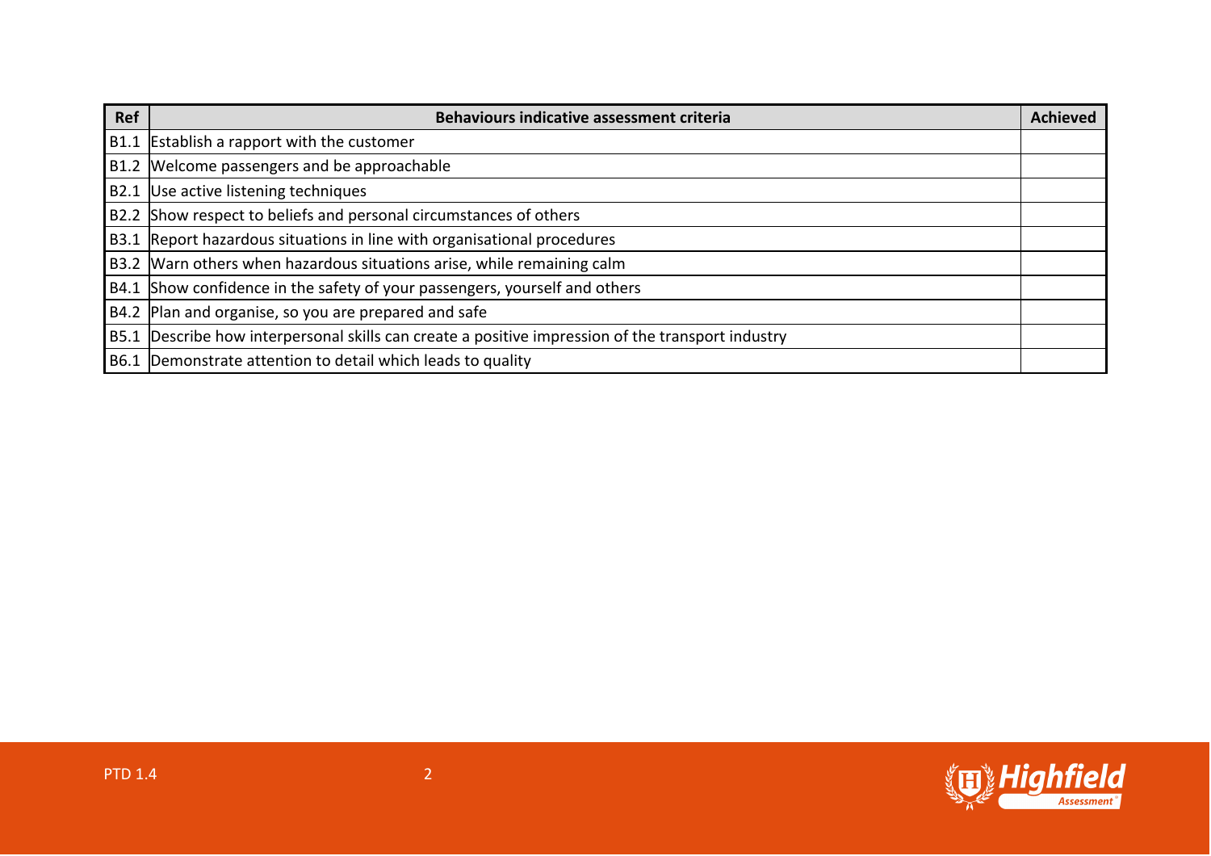| Ref | Behaviours indicative assessment criteria | Achieved |
|---|---|---|
| B1.1 | Establish a rapport with the customer | |
| B1.2 | Welcome passengers and be approachable | |
| B2.1 | Use active listening techniques | |
| B2.2 | Show respect to beliefs and personal circumstances of others | |
| B3.1 | Report hazardous situations in line with organisational procedures | |
| B3.2 | Warn others when hazardous situations arise, while remaining calm | |
| B4.1 | Show confidence in the safety of your passengers, yourself and others | |
| B4.2 | Plan and organise, so you are prepared and safe | |
| B5.1 | Describe how interpersonal skills can create a positive impression of the transport industry | |
| B6.1 | Demonstrate attention to detail which leads to quality | |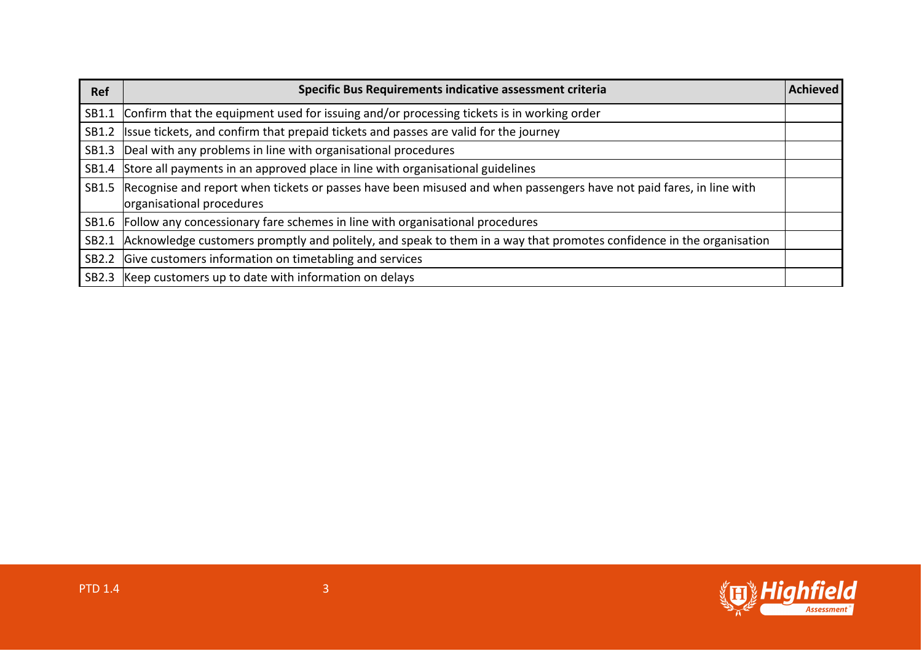| Ref | Specific Bus Requirements indicative assessment criteria | Achieved |
|---|---|---|
| SB1.1 | Confirm that the equipment used for issuing and/or processing tickets is in working order | |
| SB1.2 | Issue tickets, and confirm that prepaid tickets and passes are valid for the journey | |
| SB1.3 | Deal with any problems in line with organisational procedures | |
| SB1.4 | Store all payments in an approved place in line with organisational guidelines | |
| SB1.5 | Recognise and report when tickets or passes have been misused and when passengers have not paid fares, in line with organisational procedures | |
| SB1.6 | Follow any concessionary fare schemes in line with organisational procedures | |
| SB2.1 | Acknowledge customers promptly and politely, and speak to them in a way that promotes confidence in the organisation | |
| SB2.2 | Give customers information on timetabling and services | |
| SB2.3 | Keep customers up to date with information on delays | |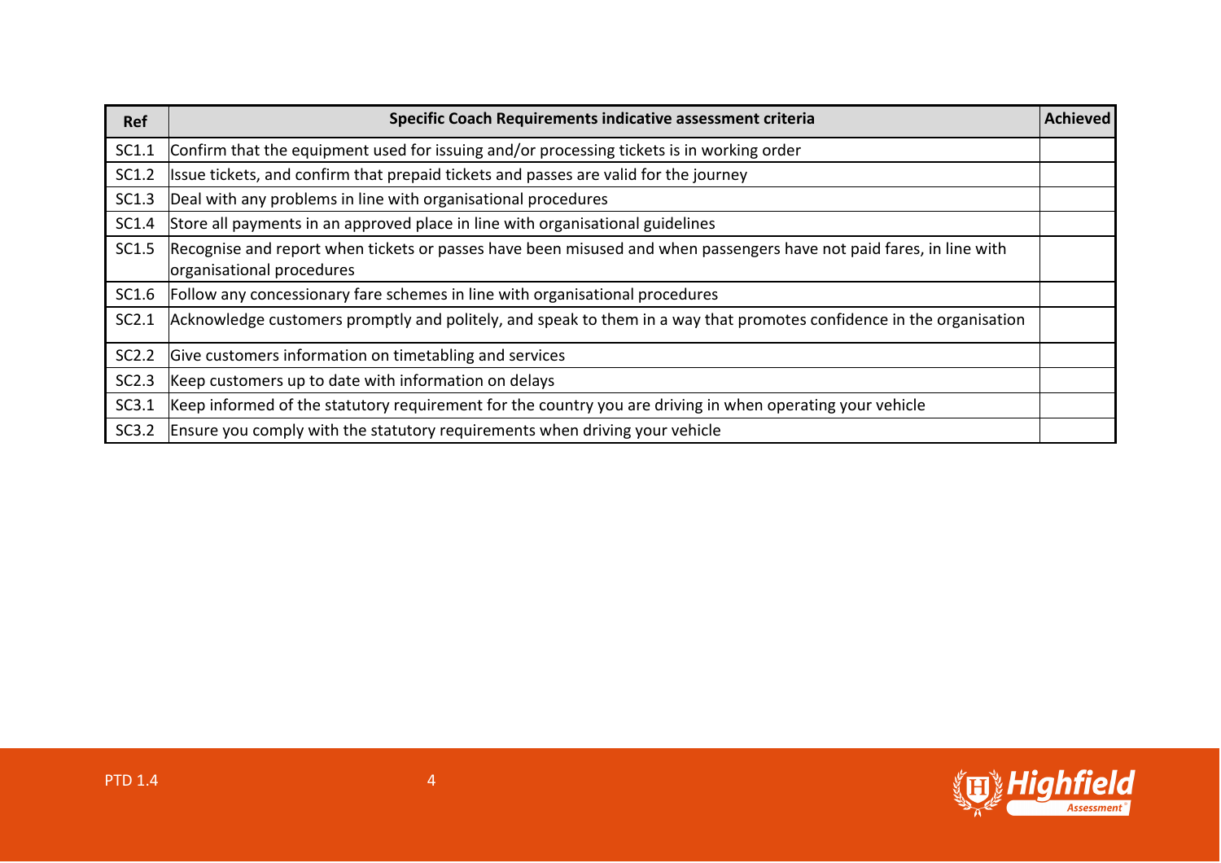| Ref | Specific Coach Requirements indicative assessment criteria | Achieved |
|---|---|---|
| SC1.1 | Confirm that the equipment used for issuing and/or processing tickets is in working order | |
| SC1.2 | Issue tickets, and confirm that prepaid tickets and passes are valid for the journey | |
| SC1.3 | Deal with any problems in line with organisational procedures | |
| SC1.4 | Store all payments in an approved place in line with organisational guidelines | |
| SC1.5 | Recognise and report when tickets or passes have been misused and when passengers have not paid fares, in line with organisational procedures | |
| SC1.6 | Follow any concessionary fare schemes in line with organisational procedures | |
| SC2.1 | Acknowledge customers promptly and politely, and speak to them in a way that promotes confidence in the organisation | |
| SC2.2 | Give customers information on timetabling and services | |
| SC2.3 | Keep customers up to date with information on delays | |
| SC3.1 | Keep informed of the statutory requirement for the country you are driving in when operating your vehicle | |
| SC3.2 | Ensure you comply with the statutory requirements when driving your vehicle | |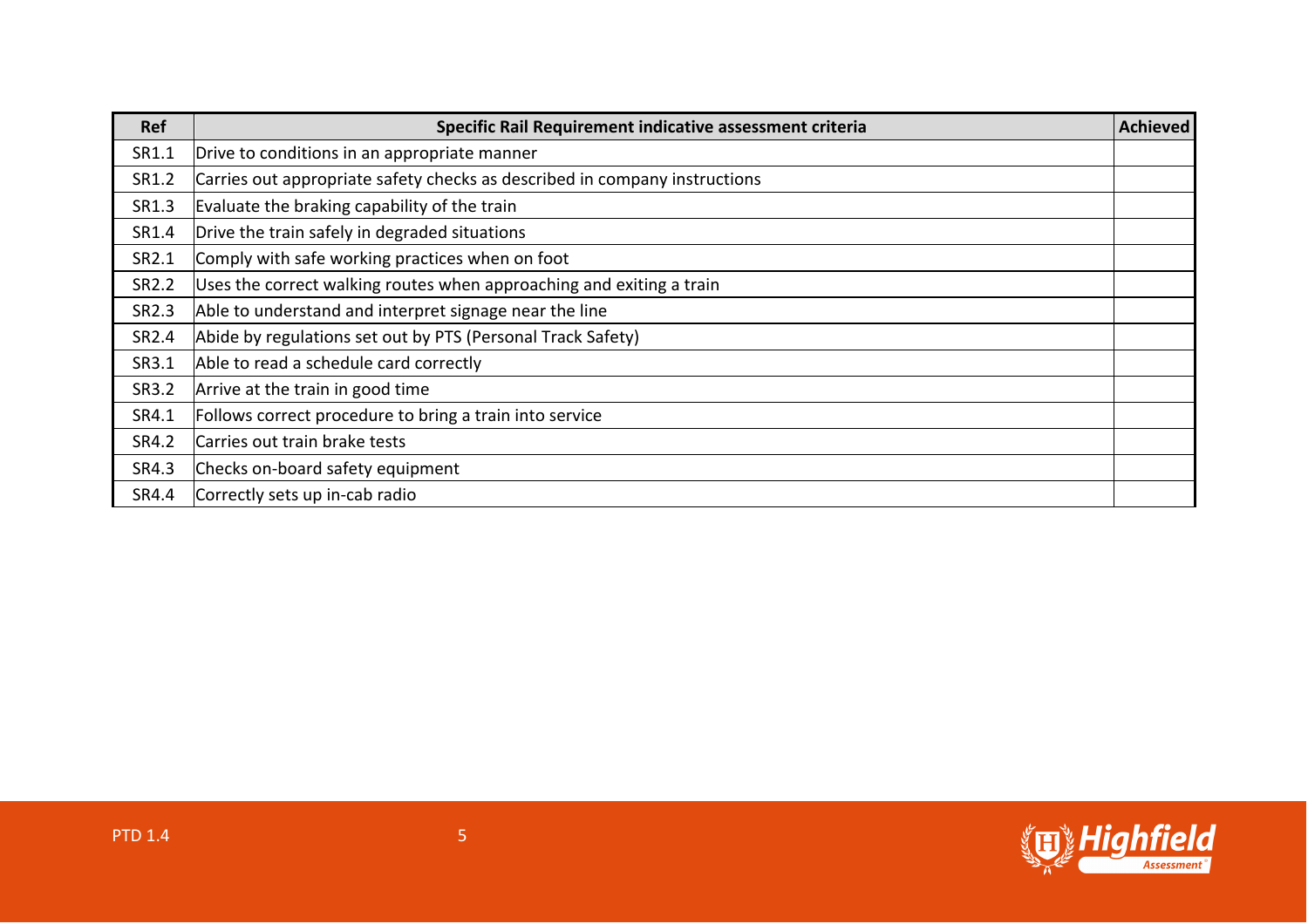| Ref | Specific Rail Requirement indicative assessment criteria | Achieved |
|---|---|---|
| SR1.1 | Drive to conditions in an appropriate manner | |
| SR1.2 | Carries out appropriate safety checks as described in company instructions | |
| SR1.3 | Evaluate the braking capability of the train | |
| SR1.4 | Drive the train safely in degraded situations | |
| SR2.1 | Comply with safe working practices when on foot | |
| SR2.2 | Uses the correct walking routes when approaching and exiting a train | |
| SR2.3 | Able to understand and interpret signage near the line | |
| SR2.4 | Abide by regulations set out by PTS (Personal Track Safety) | |
| SR3.1 | Able to read a schedule card correctly | |
| SR3.2 | Arrive at the train in good time | |
| SR4.1 | Follows correct procedure to bring a train into service | |
| SR4.2 | Carries out train brake tests | |
| SR4.3 | Checks on-board safety equipment | |
| SR4.4 | Correctly sets up in-cab radio | |